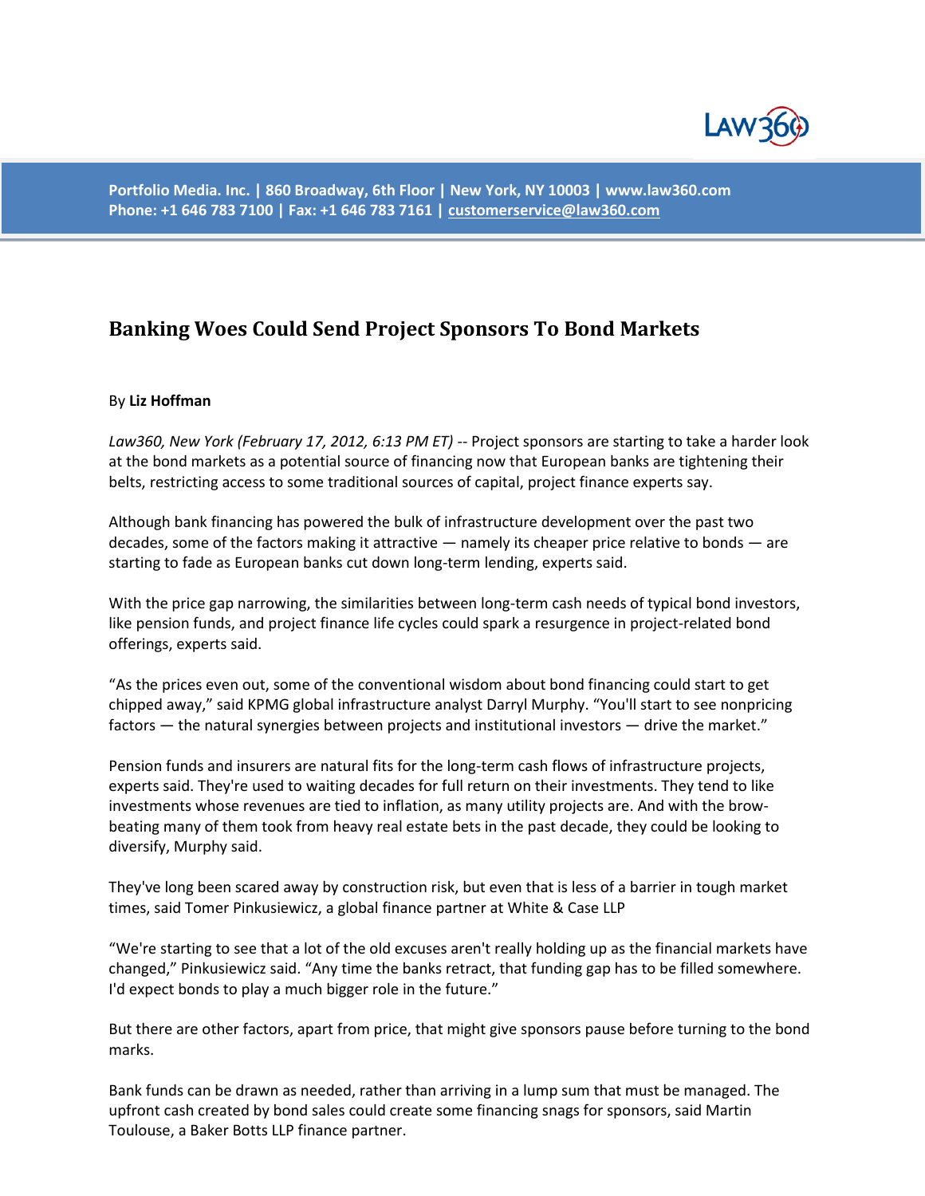Portfolio Media. Inc. | 860 Broadway, 6th Floor | New York, NY 10003 | www.law360.com
Phone: +1 646 783 7100 | Fax: +1 646 783 7161 | customerservice@law360.com

# Banking Woes Could Send Project Sponsors To Bond Markets

By **Liz Hoffman**

*Law360, New York (February 17, 2012, 6:13 PM ET)* -- Project sponsors are starting to take a harder look at the bond markets as a potential source of financing now that European banks are tightening their belts, restricting access to some traditional sources of capital, project finance experts say.

Although bank financing has powered the bulk of infrastructure development over the past two decades, some of the factors making it attractive — namely its cheaper price relative to bonds — are starting to fade as European banks cut down long-term lending, experts said.

With the price gap narrowing, the similarities between long-term cash needs of typical bond investors, like pension funds, and project finance life cycles could spark a resurgence in project-related bond offerings, experts said.

"As the prices even out, some of the conventional wisdom about bond financing could start to get chipped away," said KPMG global infrastructure analyst Darryl Murphy. "You'll start to see nonpricing factors — the natural synergies between projects and institutional investors — drive the market."

Pension funds and insurers are natural fits for the long-term cash flows of infrastructure projects, experts said. They're used to waiting decades for full return on their investments. They tend to like investments whose revenues are tied to inflation, as many utility projects are. And with the brow-beating many of them took from heavy real estate bets in the past decade, they could be looking to diversify, Murphy said.

They've long been scared away by construction risk, but even that is less of a barrier in tough market times, said Tomer Pinkusiewicz, a global finance partner at White & Case LLP

"We're starting to see that a lot of the old excuses aren't really holding up as the financial markets have changed," Pinkusiewicz said. "Any time the banks retract, that funding gap has to be filled somewhere. I'd expect bonds to play a much bigger role in the future."

But there are other factors, apart from price, that might give sponsors pause before turning to the bond marks.

Bank funds can be drawn as needed, rather than arriving in a lump sum that must be managed. The upfront cash created by bond sales could create some financing snags for sponsors, said Martin Toulouse, a Baker Botts LLP finance partner.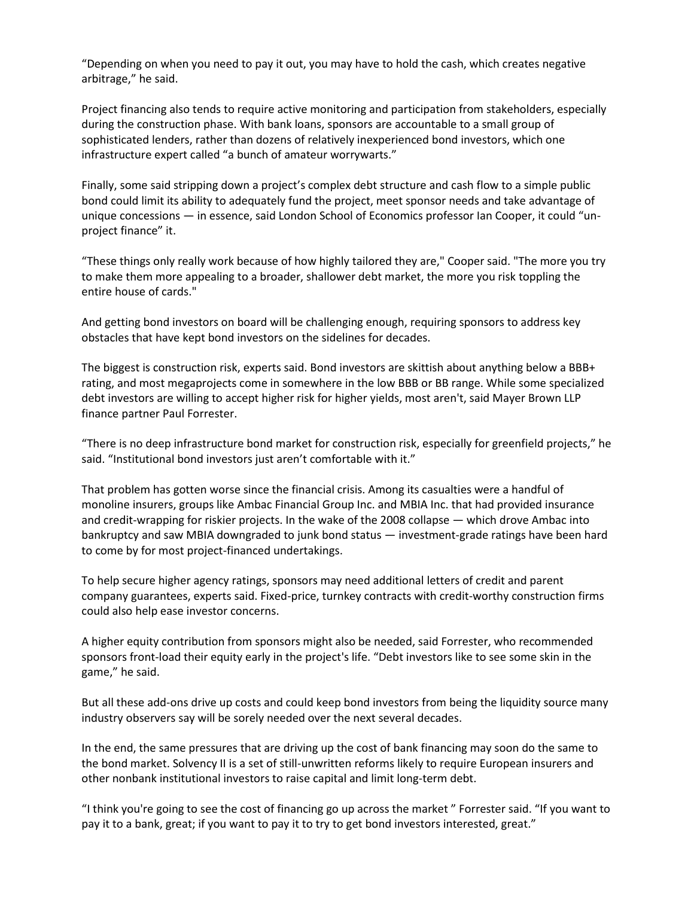“Depending on when you need to pay it out, you may have to hold the cash, which creates negative arbitrage,” he said.

Project financing also tends to require active monitoring and participation from stakeholders, especially during the construction phase. With bank loans, sponsors are accountable to a small group of sophisticated lenders, rather than dozens of relatively inexperienced bond investors, which one infrastructure expert called “a bunch of amateur worrywarts.”

Finally, some said stripping down a project’s complex debt structure and cash flow to a simple public bond could limit its ability to adequately fund the project, meet sponsor needs and take advantage of unique concessions — in essence, said London School of Economics professor Ian Cooper, it could “un-project finance” it.

“These things only really work because of how highly tailored they are," Cooper said. "The more you try to make them more appealing to a broader, shallower debt market, the more you risk toppling the entire house of cards."

And getting bond investors on board will be challenging enough, requiring sponsors to address key obstacles that have kept bond investors on the sidelines for decades.

The biggest is construction risk, experts said. Bond investors are skittish about anything below a BBB+ rating, and most megaprojects come in somewhere in the low BBB or BB range. While some specialized debt investors are willing to accept higher risk for higher yields, most aren't, said Mayer Brown LLP finance partner Paul Forrester.

“There is no deep infrastructure bond market for construction risk, especially for greenfield projects,” he said. “Institutional bond investors just aren’t comfortable with it.”

That problem has gotten worse since the financial crisis. Among its casualties were a handful of monoline insurers, groups like Ambac Financial Group Inc. and MBIA Inc. that had provided insurance and credit-wrapping for riskier projects. In the wake of the 2008 collapse — which drove Ambac into bankruptcy and saw MBIA downgraded to junk bond status — investment-grade ratings have been hard to come by for most project-financed undertakings.

To help secure higher agency ratings, sponsors may need additional letters of credit and parent company guarantees, experts said. Fixed-price, turnkey contracts with credit-worthy construction firms could also help ease investor concerns.

A higher equity contribution from sponsors might also be needed, said Forrester, who recommended sponsors front-load their equity early in the project's life. “Debt investors like to see some skin in the game,” he said.

But all these add-ons drive up costs and could keep bond investors from being the liquidity source many industry observers say will be sorely needed over the next several decades.

In the end, the same pressures that are driving up the cost of bank financing may soon do the same to the bond market. Solvency II is a set of still-unwritten reforms likely to require European insurers and other nonbank institutional investors to raise capital and limit long-term debt.

“I think you're going to see the cost of financing go up across the market ” Forrester said. “If you want to pay it to a bank, great; if you want to pay it to try to get bond investors interested, great.”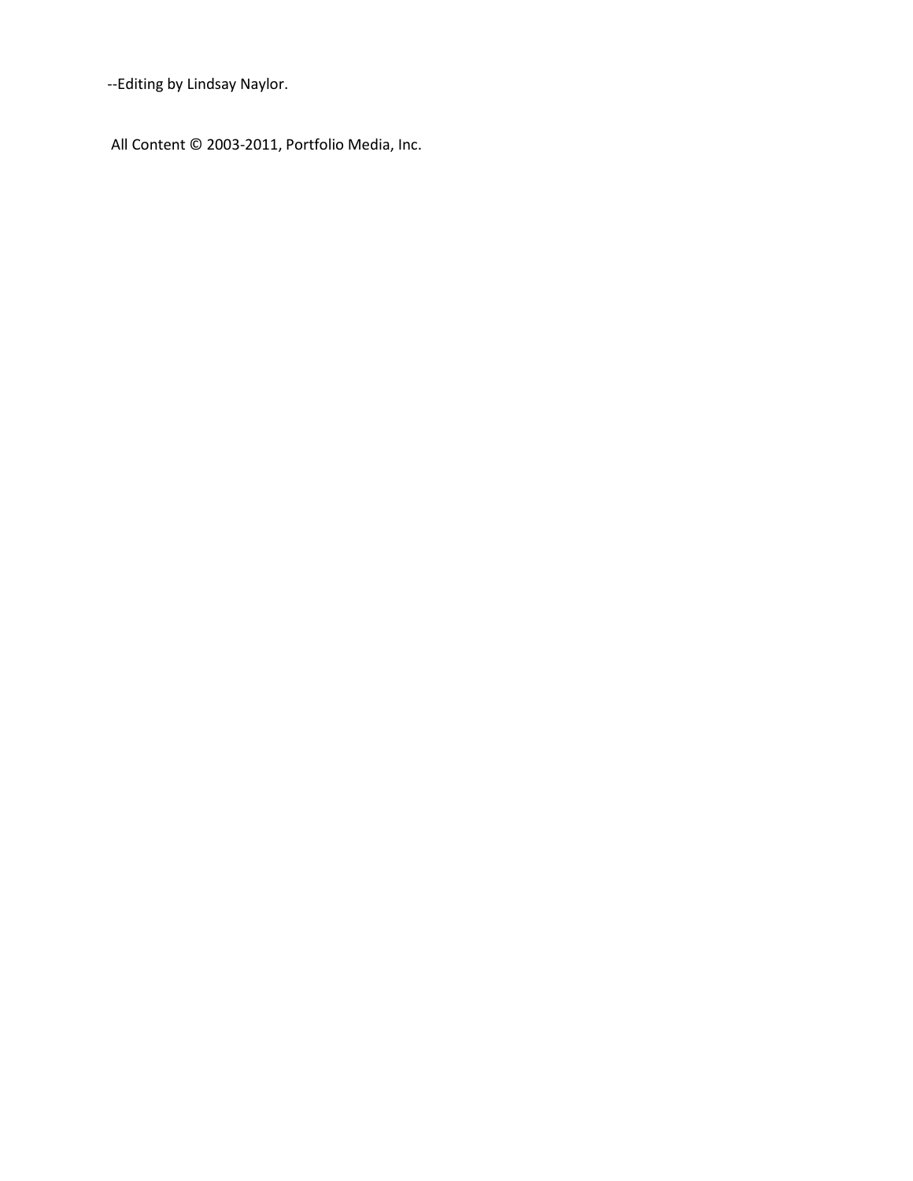--Editing by Lindsay Naylor.

All Content © 2003-2011, Portfolio Media, Inc.